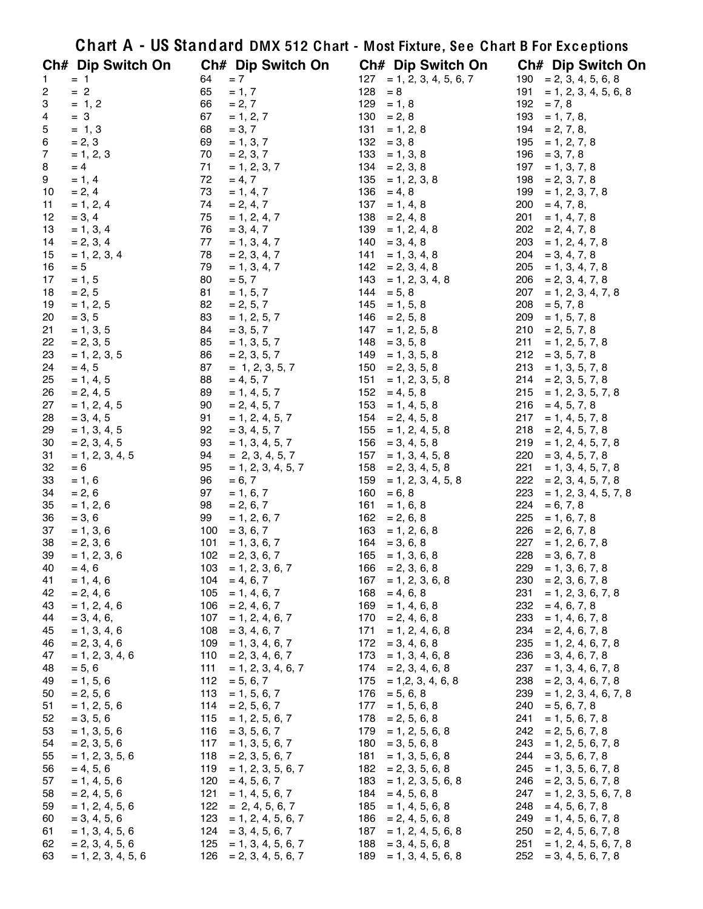# Chart A - US Standard DMX 512 Chart - Most Fixture, See Chart B For Exceptions

| Ch# | Dip Switch On |
|---|---|
| 1 | = 1 |
| 2 | = 2 |
| 3 | = 1, 2 |
| 4 | = 3 |
| 5 | = 1, 3 |
| 6 | = 2, 3 |
| 7 | = 1, 2, 3 |
| 8 | = 4 |
| 9 | = 1, 4 |
| 10 | = 2, 4 |
| 11 | = 1, 2, 4 |
| 12 | = 3, 4 |
| 13 | = 1, 3, 4 |
| 14 | = 2, 3, 4 |
| 15 | = 1, 2, 3, 4 |
| 16 | = 5 |
| 17 | = 1, 5 |
| 18 | = 2, 5 |
| 19 | = 1, 2, 5 |
| 20 | = 3, 5 |
| 21 | = 1, 3, 5 |
| 22 | = 2, 3, 5 |
| 23 | = 1, 2, 3, 5 |
| 24 | = 4, 5 |
| 25 | = 1, 4, 5 |
| 26 | = 2, 4, 5 |
| 27 | = 1, 2, 4, 5 |
| 28 | = 3, 4, 5 |
| 29 | = 1, 3, 4, 5 |
| 30 | = 2, 3, 4, 5 |
| 31 | = 1, 2, 3, 4, 5 |
| 32 | = 6 |
| 33 | = 1, 6 |
| 34 | = 2, 6 |
| 35 | = 1, 2, 6 |
| 36 | = 3, 6 |
| 37 | = 1, 3, 6 |
| 38 | = 2, 3, 6 |
| 39 | = 1, 2, 3, 6 |
| 40 | = 4, 6 |
| 41 | = 1, 4, 6 |
| 42 | = 2, 4, 6 |
| 43 | = 1, 2, 4, 6 |
| 44 | = 3, 4, 6, |
| 45 | = 1, 3, 4, 6 |
| 46 | = 2, 3, 4, 6 |
| 47 | = 1, 2, 3, 4, 6 |
| 48 | = 5, 6 |
| 49 | = 1, 5, 6 |
| 50 | = 2, 5, 6 |
| 51 | = 1, 2, 5, 6 |
| 52 | = 3, 5, 6 |
| 53 | = 1, 3, 5, 6 |
| 54 | = 2, 3, 5, 6 |
| 55 | = 1, 2, 3, 5, 6 |
| 56 | = 4, 5, 6 |
| 57 | = 1, 4, 5, 6 |
| 58 | = 2, 4, 5, 6 |
| 59 | = 1, 2, 4, 5, 6 |
| 60 | = 3, 4, 5, 6 |
| 61 | = 1, 3, 4, 5, 6 |
| 62 | = 2, 3, 4, 5, 6 |
| 63 | = 1, 2, 3, 4, 5, 6 |
| 64 | = 7 |
| 65 | = 1, 7 |
| 66 | = 2, 7 |
| 67 | = 1, 2, 7 |
| 68 | = 3, 7 |
| 69 | = 1, 3, 7 |
| 70 | = 2, 3, 7 |
| 71 | = 1, 2, 3, 7 |
| 72 | = 4, 7 |
| 73 | = 1, 4, 7 |
| 74 | = 2, 4, 7 |
| 75 | = 1, 2, 4, 7 |
| 76 | = 3, 4, 7 |
| 77 | = 1, 3, 4, 7 |
| 78 | = 2, 3, 4, 7 |
| 79 | = 1, 3, 4, 7 |
| 80 | = 5, 7 |
| 81 | = 1, 5, 7 |
| 82 | = 2, 5, 7 |
| 83 | = 1, 2, 5, 7 |
| 84 | = 3, 5, 7 |
| 85 | = 1, 3, 5, 7 |
| 86 | = 2, 3, 5, 7 |
| 87 | = 1, 2, 3, 5, 7 |
| 88 | = 4, 5, 7 |
| 89 | = 1, 4, 5, 7 |
| 90 | = 2, 4, 5, 7 |
| 91 | = 1, 2, 4, 5, 7 |
| 92 | = 3, 4, 5, 7 |
| 93 | = 1, 3, 4, 5, 7 |
| 94 | = 2, 3, 4, 5, 7 |
| 95 | = 1, 2, 3, 4, 5, 7 |
| 96 | = 6, 7 |
| 97 | = 1, 6, 7 |
| 98 | = 2, 6, 7 |
| 99 | = 1, 2, 6, 7 |
| 100 | = 3, 6, 7 |
| 101 | = 1, 3, 6, 7 |
| 102 | = 2, 3, 6, 7 |
| 103 | = 1, 2, 3, 6, 7 |
| 104 | = 4, 6, 7 |
| 105 | = 1, 4, 6, 7 |
| 106 | = 2, 4, 6, 7 |
| 107 | = 1, 2, 4, 6, 7 |
| 108 | = 3, 4, 6, 7 |
| 109 | = 1, 3, 4, 6, 7 |
| 110 | = 2, 3, 4, 6, 7 |
| 111 | = 1, 2, 3, 4, 6, 7 |
| 112 | = 5, 6, 7 |
| 113 | = 1, 5, 6, 7 |
| 114 | = 2, 5, 6, 7 |
| 115 | = 1, 2, 5, 6, 7 |
| 116 | = 3, 5, 6, 7 |
| 117 | = 1, 3, 5, 6, 7 |
| 118 | = 2, 3, 5, 6, 7 |
| 119 | = 1, 2, 3, 5, 6, 7 |
| 120 | = 4, 5, 6, 7 |
| 121 | = 1, 4, 5, 6, 7 |
| 122 | = 2, 4, 5, 6, 7 |
| 123 | = 1, 2, 4, 5, 6, 7 |
| 124 | = 3, 4, 5, 6, 7 |
| 125 | = 1, 3, 4, 5, 6, 7 |
| 126 | = 2, 3, 4, 5, 6, 7 |
| 127 | = 1, 2, 3, 4, 5, 6, 7 |
| 128 | = 8 |
| 129 | = 1, 8 |
| 130 | = 2, 8 |
| 131 | = 1, 2, 8 |
| 132 | = 3, 8 |
| 133 | = 1, 3, 8 |
| 134 | = 2, 3, 8 |
| 135 | = 1, 2, 3, 8 |
| 136 | = 4, 8 |
| 137 | = 1, 4, 8 |
| 138 | = 2, 4, 8 |
| 139 | = 1, 2, 4, 8 |
| 140 | = 3, 4, 8 |
| 141 | = 1, 3, 4, 8 |
| 142 | = 2, 3, 4, 8 |
| 143 | = 1, 2, 3, 4, 8 |
| 144 | = 5, 8 |
| 145 | = 1, 5, 8 |
| 146 | = 2, 5, 8 |
| 147 | = 1, 2, 5, 8 |
| 148 | = 3, 5, 8 |
| 149 | = 1, 3, 5, 8 |
| 150 | = 2, 3, 5, 8 |
| 151 | = 1, 2, 3, 5, 8 |
| 152 | = 4, 5, 8 |
| 153 | = 1, 4, 5, 8 |
| 154 | = 2, 4, 5, 8 |
| 155 | = 1, 2, 4, 5, 8 |
| 156 | = 3, 4, 5, 8 |
| 157 | = 1, 3, 4, 5, 8 |
| 158 | = 2, 3, 4, 5, 8 |
| 159 | = 1, 2, 3, 4, 5, 8 |
| 160 | = 6, 8 |
| 161 | = 1, 6, 8 |
| 162 | = 2, 6, 8 |
| 163 | = 1, 2, 6, 8 |
| 164 | = 3, 6, 8 |
| 165 | = 1, 3, 6, 8 |
| 166 | = 2, 3, 6, 8 |
| 167 | = 1, 2, 3, 6, 8 |
| 168 | = 4, 6, 8 |
| 169 | = 1, 4, 6, 8 |
| 170 | = 2, 4, 6, 8 |
| 171 | = 1, 2, 4, 6, 8 |
| 172 | = 3, 4, 6, 8 |
| 173 | = 1, 3, 4, 6, 8 |
| 174 | = 2, 3, 4, 6, 8 |
| 175 | = 1,2, 3, 4, 6, 8 |
| 176 | = 5, 6, 8 |
| 177 | = 1, 5, 6, 8 |
| 178 | = 2, 5, 6, 8 |
| 179 | = 1, 2, 5, 6, 8 |
| 180 | = 3, 5, 6, 8 |
| 181 | = 1, 3, 5, 6, 8 |
| 182 | = 2, 3, 5, 6, 8 |
| 183 | = 1, 2, 3, 5, 6, 8 |
| 184 | = 4, 5, 6, 8 |
| 185 | = 1, 4, 5, 6, 8 |
| 186 | = 2, 4, 5, 6, 8 |
| 187 | = 1, 2, 4, 5, 6, 8 |
| 188 | = 3, 4, 5, 6, 8 |
| 189 | = 1, 3, 4, 5, 6, 8 |
| 190 | = 2, 3, 4, 5, 6, 8 |
| 191 | = 1, 2, 3, 4, 5, 6, 8 |
| 192 | = 7, 8 |
| 193 | = 1, 7, 8, |
| 194 | = 2, 7, 8, |
| 195 | = 1, 2, 7, 8 |
| 196 | = 3, 7, 8 |
| 197 | = 1, 3, 7, 8 |
| 198 | = 2, 3, 7, 8 |
| 199 | = 1, 2, 3, 7, 8 |
| 200 | = 4, 7, 8, |
| 201 | = 1, 4, 7, 8 |
| 202 | = 2, 4, 7, 8 |
| 203 | = 1, 2, 4, 7, 8 |
| 204 | = 3, 4, 7, 8 |
| 205 | = 1, 3, 4, 7, 8 |
| 206 | = 2, 3, 4, 7, 8 |
| 207 | = 1, 2, 3, 4, 7, 8 |
| 208 | = 5, 7, 8 |
| 209 | = 1, 5, 7, 8 |
| 210 | = 2, 5, 7, 8 |
| 211 | = 1, 2, 5, 7, 8 |
| 212 | = 3, 5, 7, 8 |
| 213 | = 1, 3, 5, 7, 8 |
| 214 | = 2, 3, 5, 7, 8 |
| 215 | = 1, 2, 3, 5, 7, 8 |
| 216 | = 4, 5, 7, 8 |
| 217 | = 1, 4, 5, 7, 8 |
| 218 | = 2, 4, 5, 7, 8 |
| 219 | = 1, 2, 4, 5, 7, 8 |
| 220 | = 3, 4, 5, 7, 8 |
| 221 | = 1, 3, 4, 5, 7, 8 |
| 222 | = 2, 3, 4, 5, 7, 8 |
| 223 | = 1, 2, 3, 4, 5, 7, 8 |
| 224 | = 6, 7, 8 |
| 225 | = 1, 6, 7, 8 |
| 226 | = 2, 6, 7, 8 |
| 227 | = 1, 2, 6, 7, 8 |
| 228 | = 3, 6, 7, 8 |
| 229 | = 1, 3, 6, 7, 8 |
| 230 | = 2, 3, 6, 7, 8 |
| 231 | = 1, 2, 3, 6, 7, 8 |
| 232 | = 4, 6, 7, 8 |
| 233 | = 1, 4, 6, 7, 8 |
| 234 | = 2, 4, 6, 7, 8 |
| 235 | = 1, 2, 4, 6, 7, 8 |
| 236 | = 3, 4, 6, 7, 8 |
| 237 | = 1, 3, 4, 6, 7, 8 |
| 238 | = 2, 3, 4, 6, 7, 8 |
| 239 | = 1, 2, 3, 4, 6, 7, 8 |
| 240 | = 5, 6, 7, 8 |
| 241 | = 1, 5, 6, 7, 8 |
| 242 | = 2, 5, 6, 7, 8 |
| 243 | = 1, 2, 5, 6, 7, 8 |
| 244 | = 3, 5, 6, 7, 8 |
| 245 | = 1, 3, 5, 6, 7, 8 |
| 246 | = 2, 3, 5, 6, 7, 8 |
| 247 | = 1, 2, 3, 5, 6, 7, 8 |
| 248 | = 4, 5, 6, 7, 8 |
| 249 | = 1, 4, 5, 6, 7, 8 |
| 250 | = 2, 4, 5, 6, 7, 8 |
| 251 | = 1, 2, 4, 5, 6, 7, 8 |
| 252 | = 3, 4, 5, 6, 7, 8 |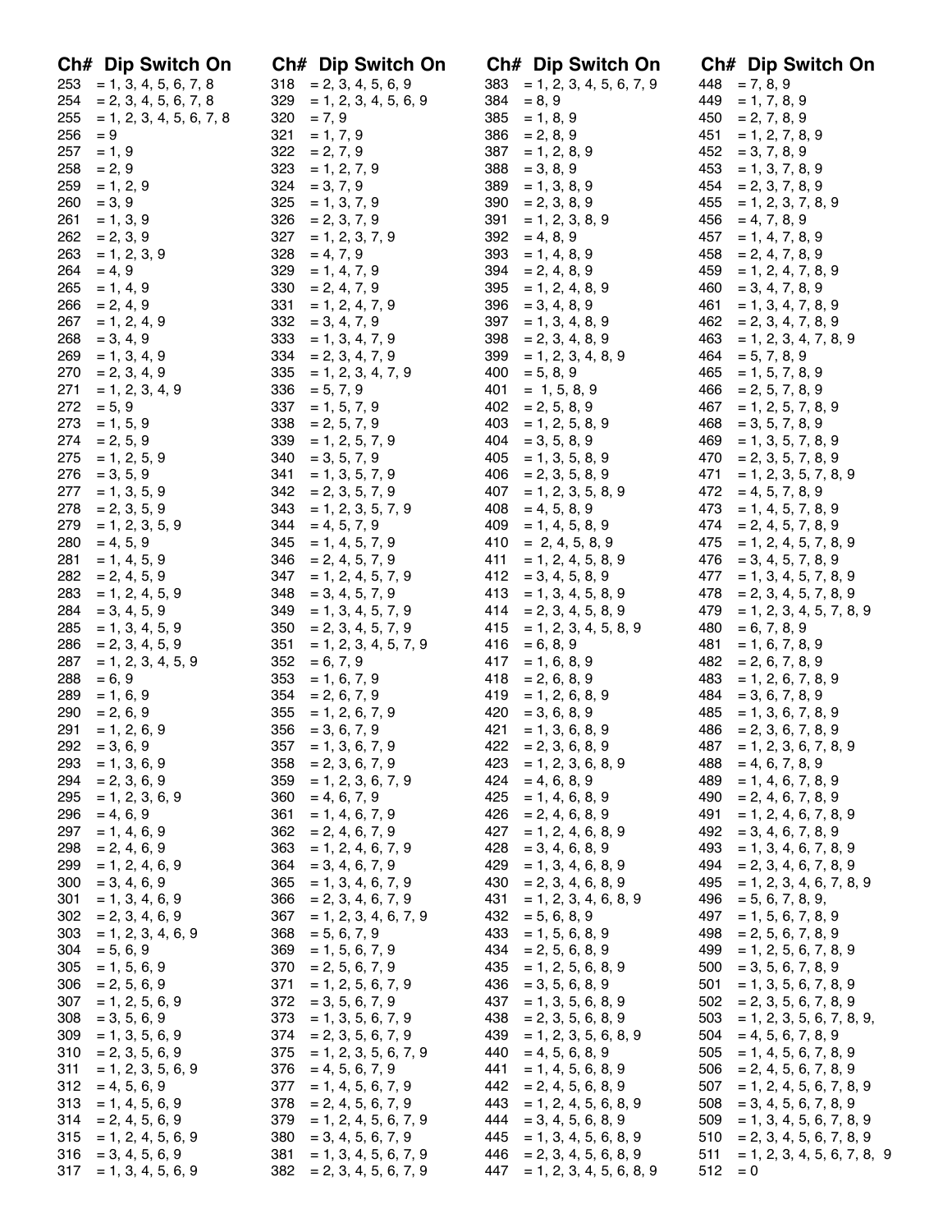| Ch# | Dip Switch On | Ch# | Dip Switch On | Ch# | Dip Switch On | Ch# | Dip Switch On |
|---|---|---|---|---|---|---|---|
| 253 | = 1, 3, 4, 5, 6, 7, 8 | 318 | = 2, 3, 4, 5, 6, 9 | 383 | = 1, 2, 3, 4, 5, 6, 7, 9 | 448 | = 7, 8, 9 |
| 254 | = 2, 3, 4, 5, 6, 7, 8 | 329 | = 1, 2, 3, 4, 5, 6, 9 | 384 | = 8, 9 | 449 | = 1, 7, 8, 9 |
| 255 | = 1, 2, 3, 4, 5, 6, 7, 8 | 320 | = 7, 9 | 385 | = 1, 8, 9 | 450 | = 2, 7, 8, 9 |
| 256 | = 9 | 321 | = 1, 7, 9 | 386 | = 2, 8, 9 | 451 | = 1, 2, 7, 8, 9 |
| 257 | = 1, 9 | 322 | = 2, 7, 9 | 387 | = 1, 2, 8, 9 | 452 | = 3, 7, 8, 9 |
| 258 | = 2, 9 | 323 | = 1, 2, 7, 9 | 388 | = 3, 8, 9 | 453 | = 1, 3, 7, 8, 9 |
| 259 | = 1, 2, 9 | 324 | = 3, 7, 9 | 389 | = 1, 3, 8, 9 | 454 | = 2, 3, 7, 8, 9 |
| 260 | = 3, 9 | 325 | = 1, 3, 7, 9 | 390 | = 2, 3, 8, 9 | 455 | = 1, 2, 3, 7, 8, 9 |
| 261 | = 1, 3, 9 | 326 | = 2, 3, 7, 9 | 391 | = 1, 2, 3, 8, 9 | 456 | = 4, 7, 8, 9 |
| 262 | = 2, 3, 9 | 327 | = 1, 2, 3, 7, 9 | 392 | = 4, 8, 9 | 457 | = 1, 4, 7, 8, 9 |
| 263 | = 1, 2, 3, 9 | 328 | = 4, 7, 9 | 393 | = 1, 4, 8, 9 | 458 | = 2, 4, 7, 8, 9 |
| 264 | = 4, 9 | 329 | = 1, 4, 7, 9 | 394 | = 2, 4, 8, 9 | 459 | = 1, 2, 4, 7, 8, 9 |
| 265 | = 1, 4, 9 | 330 | = 2, 4, 7, 9 | 395 | = 1, 2, 4, 8, 9 | 460 | = 3, 4, 7, 8, 9 |
| 266 | = 2, 4, 9 | 331 | = 1, 2, 4, 7, 9 | 396 | = 3, 4, 8, 9 | 461 | = 1, 3, 4, 7, 8, 9 |
| 267 | = 1, 2, 4, 9 | 332 | = 3, 4, 7, 9 | 397 | = 1, 3, 4, 8, 9 | 462 | = 2, 3, 4, 7, 8, 9 |
| 268 | = 3, 4, 9 | 333 | = 1, 3, 4, 7, 9 | 398 | = 2, 3, 4, 8, 9 | 463 | = 1, 2, 3, 4, 7, 8, 9 |
| 269 | = 1, 3, 4, 9 | 334 | = 2, 3, 4, 7, 9 | 399 | = 1, 2, 3, 4, 8, 9 | 464 | = 5, 7, 8, 9 |
| 270 | = 2, 3, 4, 9 | 335 | = 1, 2, 3, 4, 7, 9 | 400 | = 5, 8, 9 | 465 | = 1, 5, 7, 8, 9 |
| 271 | = 1, 2, 3, 4, 9 | 336 | = 5, 7, 9 | 401 | = 1, 5, 8, 9 | 466 | = 2, 5, 7, 8, 9 |
| 272 | = 5, 9 | 337 | = 1, 5, 7, 9 | 402 | = 2, 5, 8, 9 | 467 | = 1, 2, 5, 7, 8, 9 |
| 273 | = 1, 5, 9 | 338 | = 2, 5, 7, 9 | 403 | = 1, 2, 5, 8, 9 | 468 | = 3, 5, 7, 8, 9 |
| 274 | = 2, 5, 9 | 339 | = 1, 2, 5, 7, 9 | 404 | = 3, 5, 8, 9 | 469 | = 1, 3, 5, 7, 8, 9 |
| 275 | = 1, 2, 5, 9 | 340 | = 3, 5, 7, 9 | 405 | = 1, 3, 5, 8, 9 | 470 | = 2, 3, 5, 7, 8, 9 |
| 276 | = 3, 5, 9 | 341 | = 1, 3, 5, 7, 9 | 406 | = 2, 3, 5, 8, 9 | 471 | = 1, 2, 3, 5, 7, 8, 9 |
| 277 | = 1, 3, 5, 9 | 342 | = 2, 3, 5, 7, 9 | 407 | = 1, 2, 3, 5, 8, 9 | 472 | = 4, 5, 7, 8, 9 |
| 278 | = 2, 3, 5, 9 | 343 | = 1, 2, 3, 5, 7, 9 | 408 | = 4, 5, 8, 9 | 473 | = 1, 4, 5, 7, 8, 9 |
| 279 | = 1, 2, 3, 5, 9 | 344 | = 4, 5, 7, 9 | 409 | = 1, 4, 5, 8, 9 | 474 | = 2, 4, 5, 7, 8, 9 |
| 280 | = 4, 5, 9 | 345 | = 1, 4, 5, 7, 9 | 410 | = 2, 4, 5, 8, 9 | 475 | = 1, 2, 4, 5, 7, 8, 9 |
| 281 | = 1, 4, 5, 9 | 346 | = 2, 4, 5, 7, 9 | 411 | = 1, 2, 4, 5, 8, 9 | 476 | = 3, 4, 5, 7, 8, 9 |
| 282 | = 2, 4, 5, 9 | 347 | = 1, 2, 4, 5, 7, 9 | 412 | = 3, 4, 5, 8, 9 | 477 | = 1, 3, 4, 5, 7, 8, 9 |
| 283 | = 1, 2, 4, 5, 9 | 348 | = 3, 4, 5, 7, 9 | 413 | = 1, 3, 4, 5, 8, 9 | 478 | = 2, 3, 4, 5, 7, 8, 9 |
| 284 | = 3, 4, 5, 9 | 349 | = 1, 3, 4, 5, 7, 9 | 414 | = 2, 3, 4, 5, 8, 9 | 479 | = 1, 2, 3, 4, 5, 7, 8, 9 |
| 285 | = 1, 3, 4, 5, 9 | 350 | = 2, 3, 4, 5, 7, 9 | 415 | = 1, 2, 3, 4, 5, 8, 9 | 480 | = 6, 7, 8, 9 |
| 286 | = 2, 3, 4, 5, 9 | 351 | = 1, 2, 3, 4, 5, 7, 9 | 416 | = 6, 8, 9 | 481 | = 1, 6, 7, 8, 9 |
| 287 | = 1, 2, 3, 4, 5, 9 | 352 | = 6, 7, 9 | 417 | = 1, 6, 8, 9 | 482 | = 2, 6, 7, 8, 9 |
| 288 | = 6, 9 | 353 | = 1, 6, 7, 9 | 418 | = 2, 6, 8, 9 | 483 | = 1, 2, 6, 7, 8, 9 |
| 289 | = 1, 6, 9 | 354 | = 2, 6, 7, 9 | 419 | = 1, 2, 6, 8, 9 | 484 | = 3, 6, 7, 8, 9 |
| 290 | = 2, 6, 9 | 355 | = 1, 2, 6, 7, 9 | 420 | = 3, 6, 8, 9 | 485 | = 1, 3, 6, 7, 8, 9 |
| 291 | = 1, 2, 6, 9 | 356 | = 3, 6, 7, 9 | 421 | = 1, 3, 6, 8, 9 | 486 | = 2, 3, 6, 7, 8, 9 |
| 292 | = 3, 6, 9 | 357 | = 1, 3, 6, 7, 9 | 422 | = 2, 3, 6, 8, 9 | 487 | = 1, 2, 3, 6, 7, 8, 9 |
| 293 | = 1, 3, 6, 9 | 358 | = 2, 3, 6, 7, 9 | 423 | = 1, 2, 3, 6, 8, 9 | 488 | = 4, 6, 7, 8, 9 |
| 294 | = 2, 3, 6, 9 | 359 | = 1, 2, 3, 6, 7, 9 | 424 | = 4, 6, 8, 9 | 489 | = 1, 4, 6, 7, 8, 9 |
| 295 | = 1, 2, 3, 6, 9 | 360 | = 4, 6, 7, 9 | 425 | = 1, 4, 6, 8, 9 | 490 | = 2, 4, 6, 7, 8, 9 |
| 296 | = 4, 6, 9 | 361 | = 1, 4, 6, 7, 9 | 426 | = 2, 4, 6, 8, 9 | 491 | = 1, 2, 4, 6, 7, 8, 9 |
| 297 | = 1, 4, 6, 9 | 362 | = 2, 4, 6, 7, 9 | 427 | = 1, 2, 4, 6, 8, 9 | 492 | = 3, 4, 6, 7, 8, 9 |
| 298 | = 2, 4, 6, 9 | 363 | = 1, 2, 4, 6, 7, 9 | 428 | = 3, 4, 6, 8, 9 | 493 | = 1, 3, 4, 6, 7, 8, 9 |
| 299 | = 1, 2, 4, 6, 9 | 364 | = 3, 4, 6, 7, 9 | 429 | = 1, 3, 4, 6, 8, 9 | 494 | = 2, 3, 4, 6, 7, 8, 9 |
| 300 | = 3, 4, 6, 9 | 365 | = 1, 3, 4, 6, 7, 9 | 430 | = 2, 3, 4, 6, 8, 9 | 495 | = 1, 2, 3, 4, 6, 7, 8, 9 |
| 301 | = 1, 3, 4, 6, 9 | 366 | = 2, 3, 4, 6, 7, 9 | 431 | = 1, 2, 3, 4, 6, 8, 9 | 496 | = 5, 6, 7, 8, 9, |
| 302 | = 2, 3, 4, 6, 9 | 367 | = 1, 2, 3, 4, 6, 7, 9 | 432 | = 5, 6, 8, 9 | 497 | = 1, 5, 6, 7, 8, 9 |
| 303 | = 1, 2, 3, 4, 6, 9 | 368 | = 5, 6, 7, 9 | 433 | = 1, 5, 6, 8, 9 | 498 | = 2, 5, 6, 7, 8, 9 |
| 304 | = 5, 6, 9 | 369 | = 1, 5, 6, 7, 9 | 434 | = 2, 5, 6, 8, 9 | 499 | = 1, 2, 5, 6, 7, 8, 9 |
| 305 | = 1, 5, 6, 9 | 370 | = 2, 5, 6, 7, 9 | 435 | = 1, 2, 5, 6, 8, 9 | 500 | = 3, 5, 6, 7, 8, 9 |
| 306 | = 2, 5, 6, 9 | 371 | = 1, 2, 5, 6, 7, 9 | 436 | = 3, 5, 6, 8, 9 | 501 | = 1, 3, 5, 6, 7, 8, 9 |
| 307 | = 1, 2, 5, 6, 9 | 372 | = 3, 5, 6, 7, 9 | 437 | = 1, 3, 5, 6, 8, 9 | 502 | = 2, 3, 5, 6, 7, 8, 9 |
| 308 | = 3, 5, 6, 9 | 373 | = 1, 3, 5, 6, 7, 9 | 438 | = 2, 3, 5, 6, 8, 9 | 503 | = 1, 2, 3, 5, 6, 7, 8, 9, |
| 309 | = 1, 3, 5, 6, 9 | 374 | = 2, 3, 5, 6, 7, 9 | 439 | = 1, 2, 3, 5, 6, 8, 9 | 504 | = 4, 5, 6, 7, 8, 9 |
| 310 | = 2, 3, 5, 6, 9 | 375 | = 1, 2, 3, 5, 6, 7, 9 | 440 | = 4, 5, 6, 8, 9 | 505 | = 1, 4, 5, 6, 7, 8, 9 |
| 311 | = 1, 2, 3, 5, 6, 9 | 376 | = 4, 5, 6, 7, 9 | 441 | = 1, 4, 5, 6, 8, 9 | 506 | = 2, 4, 5, 6, 7, 8, 9 |
| 312 | = 4, 5, 6, 9 | 377 | = 1, 4, 5, 6, 7, 9 | 442 | = 2, 4, 5, 6, 8, 9 | 507 | = 1, 2, 4, 5, 6, 7, 8, 9 |
| 313 | = 1, 4, 5, 6, 9 | 378 | = 2, 4, 5, 6, 7, 9 | 443 | = 1, 2, 4, 5, 6, 8, 9 | 508 | = 3, 4, 5, 6, 7, 8, 9 |
| 314 | = 2, 4, 5, 6, 9 | 379 | = 1, 2, 4, 5, 6, 7, 9 | 444 | = 3, 4, 5, 6, 8, 9 | 509 | = 1, 3, 4, 5, 6, 7, 8, 9 |
| 315 | = 1, 2, 4, 5, 6, 9 | 380 | = 3, 4, 5, 6, 7, 9 | 445 | = 1, 3, 4, 5, 6, 8, 9 | 510 | = 2, 3, 4, 5, 6, 7, 8, 9 |
| 316 | = 3, 4, 5, 6, 9 | 381 | = 1, 3, 4, 5, 6, 7, 9 | 446 | = 2, 3, 4, 5, 6, 8, 9 | 511 | = 1, 2, 3, 4, 5, 6, 7, 8, 9 |
| 317 | = 1, 3, 4, 5, 6, 9 | 382 | = 2, 3, 4, 5, 6, 7, 9 | 447 | = 1, 2, 3, 4, 5, 6, 8, 9 | 512 | = 0 |